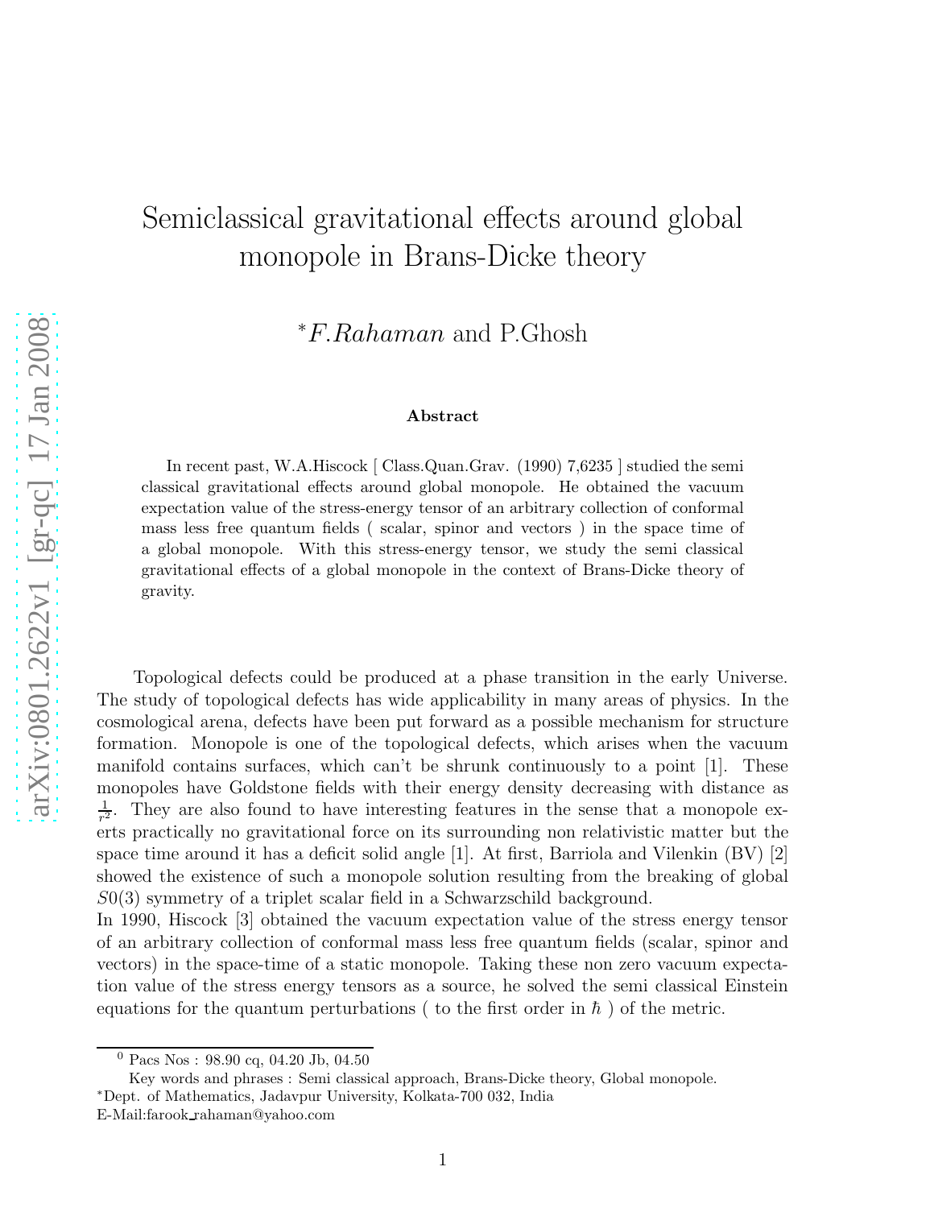# Semiclassical gravitational effects around global monopole in Brans-Dicke theory

*F.Rahaman and P.Ghosh

### Abstract

In recent past, W.A.Hiscock [ Class.Quan.Grav. (1990) 7,6235 ] studied the semi classical gravitational effects around global monopole. He obtained the vacuum expectation value of the stress-energy tensor of an arbitrary collection of conformal mass less free quantum fields ( scalar, spinor and vectors ) in the space time of a global monopole. With this stress-energy tensor, we study the semi classical gravitational effects of a global monopole in the context of Brans-Dicke theory of gravity.

Topological defects could be produced at a phase transition in the early Universe. The study of topological defects has wide applicability in many areas of physics. In the cosmological arena, defects have been put forward as a possible mechanism for structure formation. Monopole is one of the topological defects, which arises when the vacuum manifold contains surfaces, which can't be shrunk continuously to a point [1]. These monopoles have Goldstone fields with their energy density decreasing with distance as $\frac{1}{r^2}$. They are also found to have interesting features in the sense that a monopole exerts practically no gravitational force on its surrounding non relativistic matter but the space time around it has a deficit solid angle [1]. At first, Barriola and Vilenkin (BV) [2] showed the existence of such a monopole solution resulting from the breaking of global $S0(3)$ symmetry of a triplet scalar field in a Schwarzschild background.

In 1990, Hiscock [3] obtained the vacuum expectation value of the stress energy tensor of an arbitrary collection of conformal mass less free quantum fields (scalar, spinor and vectors) in the space-time of a static monopole. Taking these non zero vacuum expectation value of the stress energy tensors as a source, he solved the semi classical Einstein equations for the quantum perturbations ( to the first order in $\hbar$ ) of the metric.

---

[0] Pacs Nos : 98.90 cq, 04.20 Jb, 04.50

Key words and phrases : Semi classical approach, Brans-Dicke theory, Global monopole.

*Dept. of Mathematics, Jadavpur University, Kolkata-700 032, India

E-Mail:farook_rahaman@yahoo.com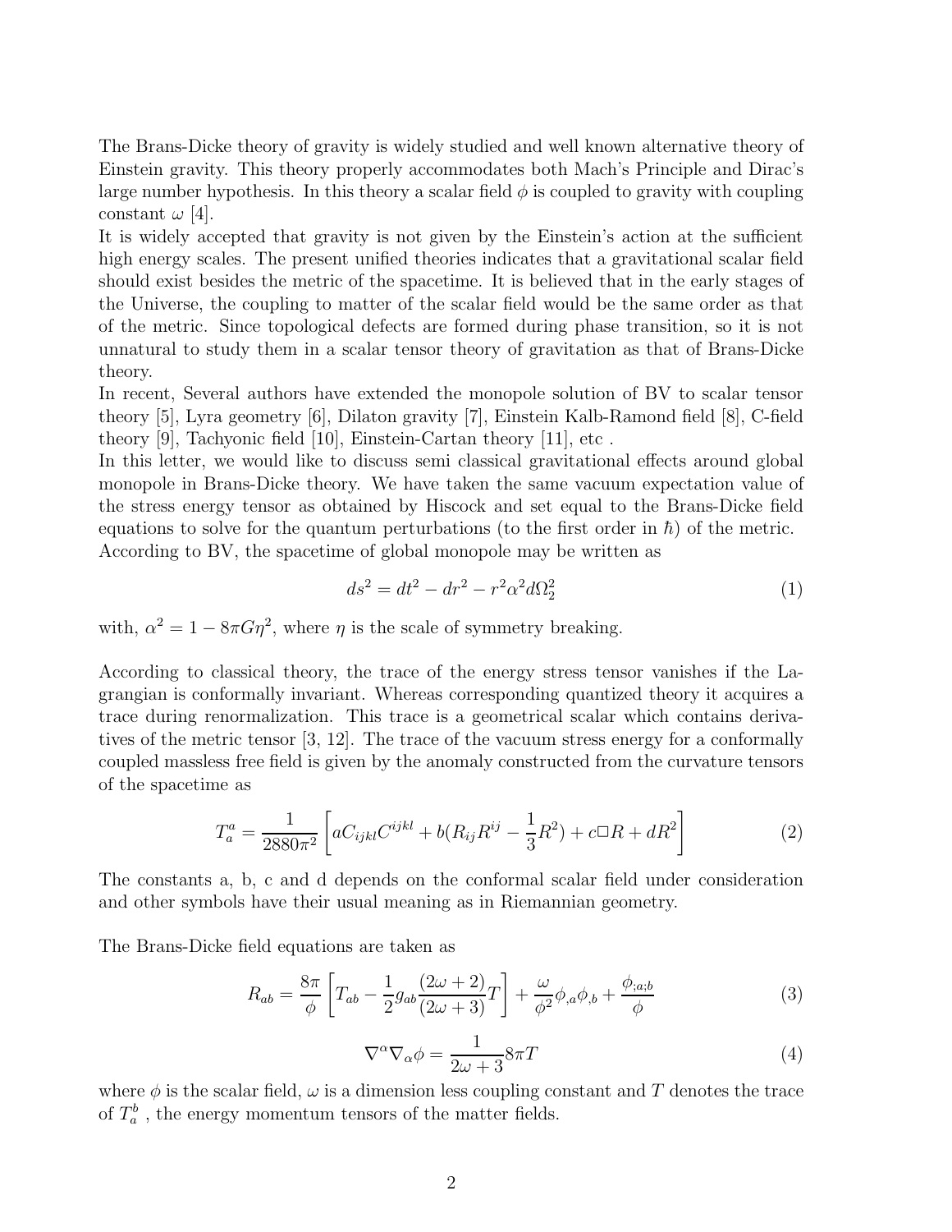The Brans-Dicke theory of gravity is widely studied and well known alternative theory of Einstein gravity. This theory properly accommodates both Mach's Principle and Dirac's large number hypothesis. In this theory a scalar field $\phi$ is coupled to gravity with coupling constant $\omega$ [4].

It is widely accepted that gravity is not given by the Einstein's action at the sufficient high energy scales. The present unified theories indicates that a gravitational scalar field should exist besides the metric of the spacetime. It is believed that in the early stages of the Universe, the coupling to matter of the scalar field would be the same order as that of the metric. Since topological defects are formed during phase transition, so it is not unnatural to study them in a scalar tensor theory of gravitation as that of Brans-Dicke theory.

In recent, Several authors have extended the monopole solution of BV to scalar tensor theory [5], Lyra geometry [6], Dilaton gravity [7], Einstein Kalb-Ramond field [8], C-field theory [9], Tachyonic field [10], Einstein-Cartan theory [11], etc .

In this letter, we would like to discuss semi classical gravitational effects around global monopole in Brans-Dicke theory. We have taken the same vacuum expectation value of the stress energy tensor as obtained by Hiscock and set equal to the Brans-Dicke field equations to solve for the quantum perturbations (to the first order in $\hbar$) of the metric.

According to BV, the spacetime of global monopole may be written as

$$ds^2 = dt^2 - dr^2 - r^2\alpha^2 d\Omega_2^2 \tag{1}$$

with, $\alpha^2 = 1 - 8\pi G\eta^2$, where $\eta$ is the scale of symmetry breaking.

According to classical theory, the trace of the energy stress tensor vanishes if the Lagrangian is conformally invariant. Whereas corresponding quantized theory it acquires a trace during renormalization. This trace is a geometrical scalar which contains derivatives of the metric tensor [3, 12]. The trace of the vacuum stress energy for a conformally coupled massless free field is given by the anomaly constructed from the curvature tensors of the spacetime as

$$T_a^a = \frac{1}{2880\pi^2}\left[aC_{ijkl}C^{ijkl} + b(R_{ij}R^{ij} - \frac{1}{3}R^2) + c\Box R + dR^2\right] \tag{2}$$

The constants a, b, c and d depends on the conformal scalar field under consideration and other symbols have their usual meaning as in Riemannian geometry.

The Brans-Dicke field equations are taken as

$$R_{ab} = \frac{8\pi}{\phi}\left[T_{ab} - \frac{1}{2}g_{ab}\frac{(2\omega+2)}{(2\omega+3)}T\right] + \frac{\omega}{\phi^2}\phi_{,a}\phi_{,b} + \frac{\phi_{;a;b}}{\phi} \tag{3}$$

$$\nabla^\alpha\nabla_\alpha\phi = \frac{1}{2\omega+3}8\pi T \tag{4}$$

where $\phi$ is the scalar field, $\omega$ is a dimension less coupling constant and $T$ denotes the trace of $T_a^b$ , the energy momentum tensors of the matter fields.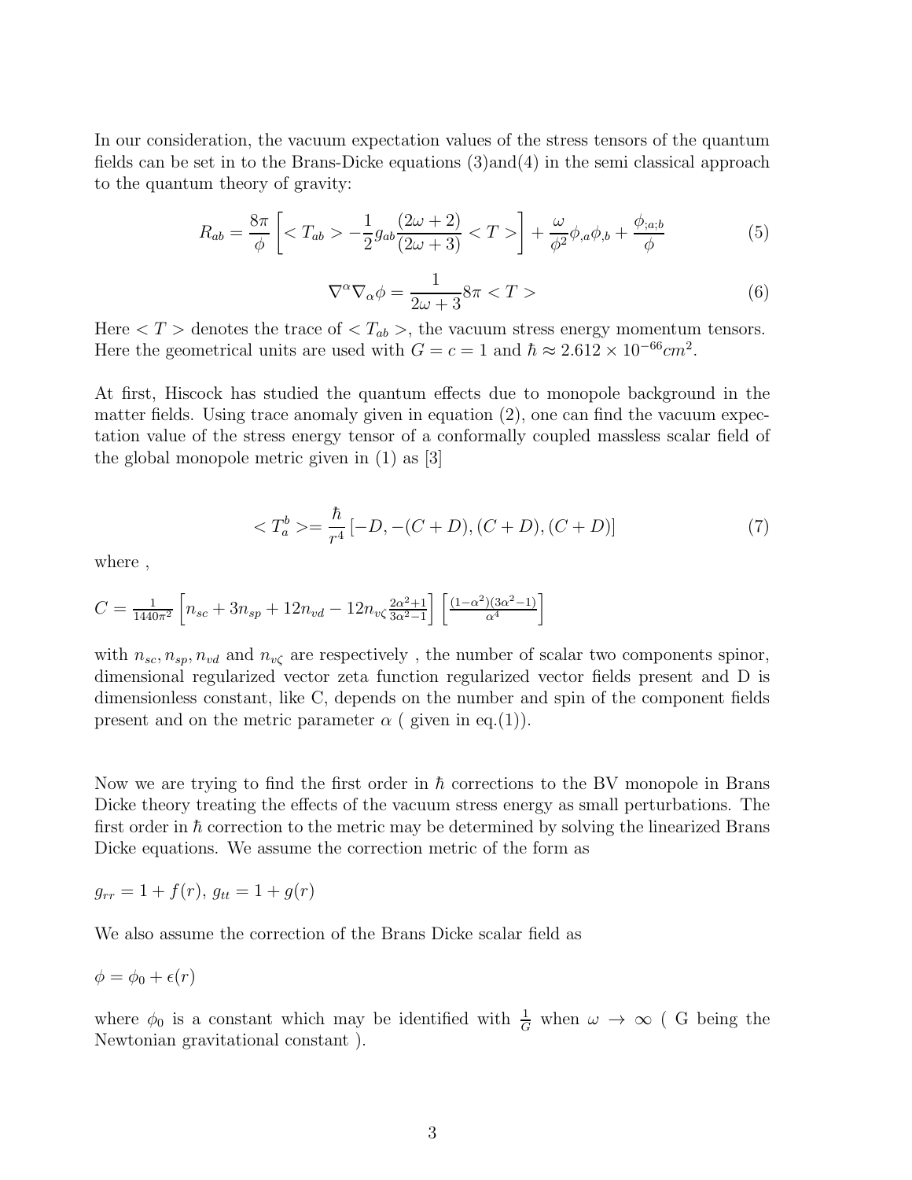In our consideration, the vacuum expectation values of the stress tensors of the quantum fields can be set in to the Brans-Dicke equations (3)and(4) in the semi classical approach to the quantum theory of gravity:

$$R_{ab} = \frac{8\pi}{\phi}\left[ < T_{ab} > -\frac{1}{2} g_{ab} \frac{(2\omega+2)}{(2\omega+3)} < T > \right] + \frac{\omega}{\phi^2}\phi_{,a}\phi_{,b} + \frac{\phi_{;a;b}}{\phi} \tag{5}$$

$$\nabla^{\alpha}\nabla_{\alpha}\phi = \frac{1}{2\omega+3} 8\pi < T > \tag{6}$$

Here $< T >$ denotes the trace of $< T_{ab} >$, the vacuum stress energy momentum tensors. Here the geometrical units are used with $G = c = 1$ and $\hbar \approx 2.612 \times 10^{-66} cm^2$.

At first, Hiscock has studied the quantum effects due to monopole background in the matter fields. Using trace anomaly given in equation (2), one can find the vacuum expectation value of the stress energy tensor of a conformally coupled massless scalar field of the global monopole metric given in (1) as [3]

$$< T_a^b > = \frac{\hbar}{r^4}\left[ -D, -(C+D), (C+D), (C+D) \right] \tag{7}$$

where ,

$C = \frac{1}{1440\pi^2}\left[ n_{sc} + 3n_{sp} + 12n_{vd} - 12n_{v\zeta}\frac{2\alpha^2+1}{3\alpha^2-1} \right]\left[ \frac{(1-\alpha^2)(3\alpha^2-1)}{\alpha^4} \right]$

with $n_{sc}, n_{sp}, n_{vd}$ and $n_{v\zeta}$ are respectively , the number of scalar two components spinor, dimensional regularized vector zeta function regularized vector fields present and D is dimensionless constant, like C, depends on the number and spin of the component fields present and on the metric parameter $\alpha$ ( given in eq.(1)).

Now we are trying to find the first order in $\hbar$ corrections to the BV monopole in Brans Dicke theory treating the effects of the vacuum stress energy as small perturbations. The first order in $\hbar$ correction to the metric may be determined by solving the linearized Brans Dicke equations. We assume the correction metric of the form as

$g_{rr} = 1 + f(r)$, $g_{tt} = 1 + g(r)$

We also assume the correction of the Brans Dicke scalar field as

$\phi = \phi_0 + \epsilon(r)$

where $\phi_0$ is a constant which may be identified with $\frac{1}{G}$ when $\omega \rightarrow \infty$ ( G being the Newtonian gravitational constant ).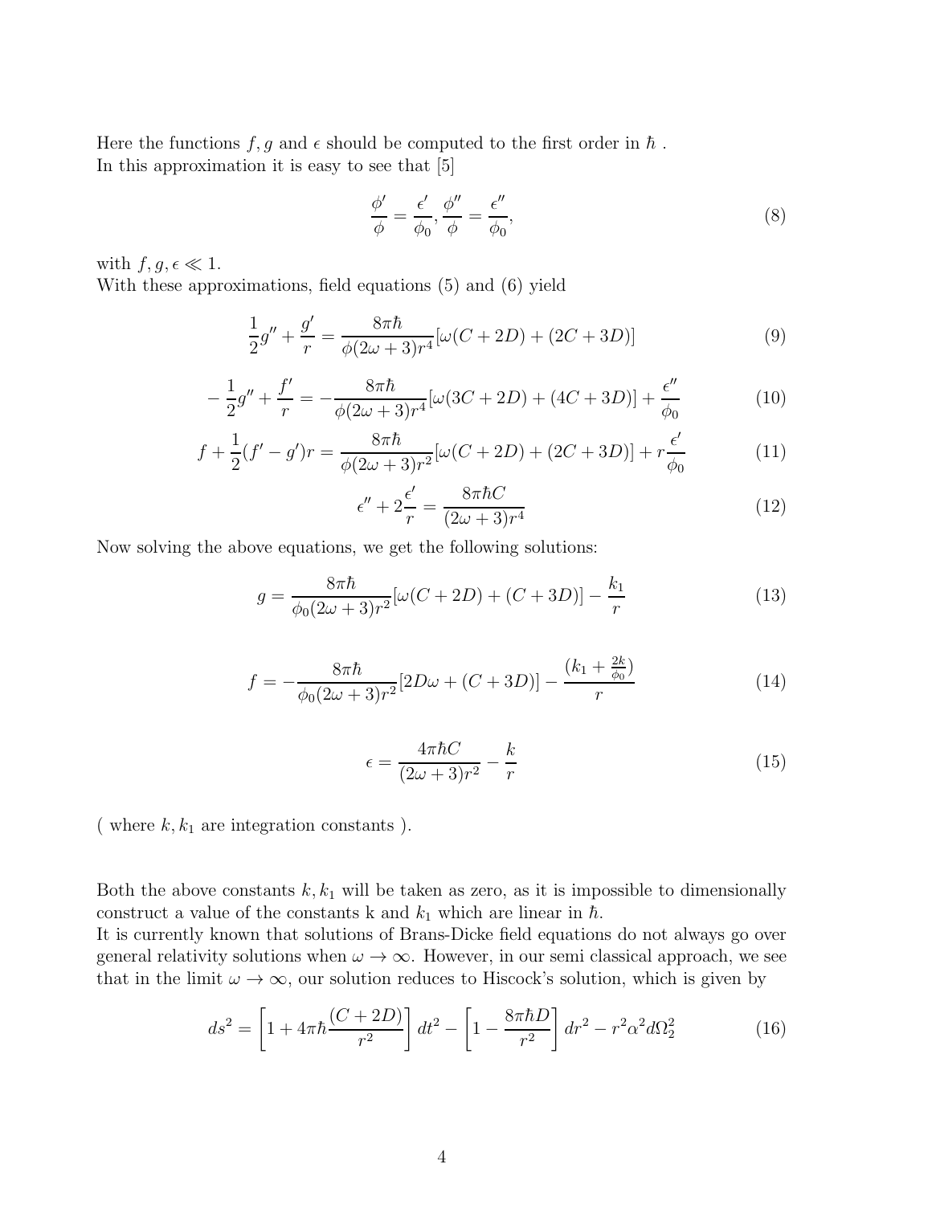Here the functions $f, g$ and $\epsilon$ should be computed to the first order in $\hbar$ .
In this approximation it is easy to see that [5]

$$
\frac{\phi'}{\phi} = \frac{\epsilon'}{\phi_0}, \frac{\phi''}{\phi} = \frac{\epsilon''}{\phi_0}, \tag{8}
$$

with $f, g, \epsilon \ll 1$.
With these approximations, field equations (5) and (6) yield

$$
\frac{1}{2}g'' + \frac{g'}{r} = \frac{8\pi\hbar}{\phi(2\omega+3)r^4}[\omega(C+2D) + (2C+3D)] \tag{9}
$$

$$
-\frac{1}{2}g'' + \frac{f'}{r} = -\frac{8\pi\hbar}{\phi(2\omega+3)r^4}[\omega(3C+2D) + (4C+3D)] + \frac{\epsilon''}{\phi_0} \tag{10}
$$

$$
f + \frac{1}{2}(f' - g')r = \frac{8\pi\hbar}{\phi(2\omega+3)r^2}[\omega(C+2D) + (2C+3D)] + r\frac{\epsilon'}{\phi_0} \tag{11}
$$

$$
\epsilon'' + 2\frac{\epsilon'}{r} = \frac{8\pi\hbar C}{(2\omega+3)r^4} \tag{12}
$$

Now solving the above equations, we get the following solutions:

$$
g = \frac{8\pi\hbar}{\phi_0(2\omega+3)r^2}[\omega(C+2D) + (C+3D)] - \frac{k_1}{r} \tag{13}
$$

$$
f = -\frac{8\pi\hbar}{\phi_0(2\omega+3)r^2}[2D\omega + (C+3D)] - \frac{(k_1 + \frac{2k}{\phi_0})}{r} \tag{14}
$$

$$
\epsilon = \frac{4\pi\hbar C}{(2\omega+3)r^2} - \frac{k}{r} \tag{15}
$$

( where $k, k_1$ are integration constants ).

Both the above constants $k, k_1$ will be taken as zero, as it is impossible to dimensionally construct a value of the constants k and $k_1$ which are linear in $\hbar$.
It is currently known that solutions of Brans-Dicke field equations do not always go over general relativity solutions when $\omega \to \infty$. However, in our semi classical approach, we see that in the limit $\omega \to \infty$, our solution reduces to Hiscock's solution, which is given by

$$
ds^2 = \left[1 + 4\pi\hbar\frac{(C+2D)}{r^2}\right]dt^2 - \left[1 - \frac{8\pi\hbar D}{r^2}\right]dr^2 - r^2\alpha^2 d\Omega_2^2 \tag{16}
$$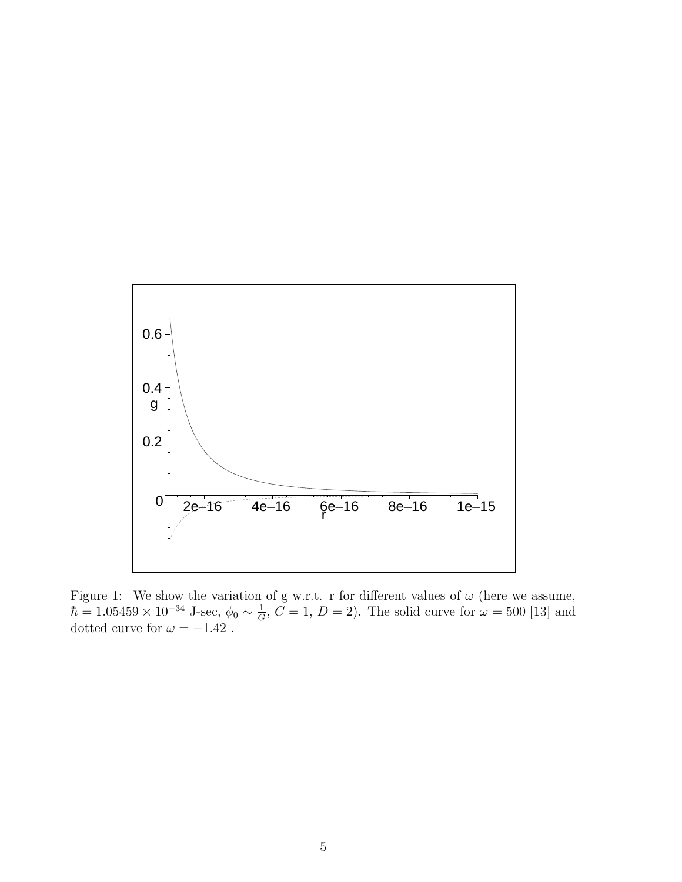Figure 1: We show the variation of g w.r.t. r for different values of $\omega$ (here we assume, $\hbar = 1.05459 \times 10^{-34}$ J-sec, $\phi_0 \sim \frac{1}{G}$, $C = 1$, $D = 2$). The solid curve for $\omega = 500$ [13] and dotted curve for $\omega = -1.42$ .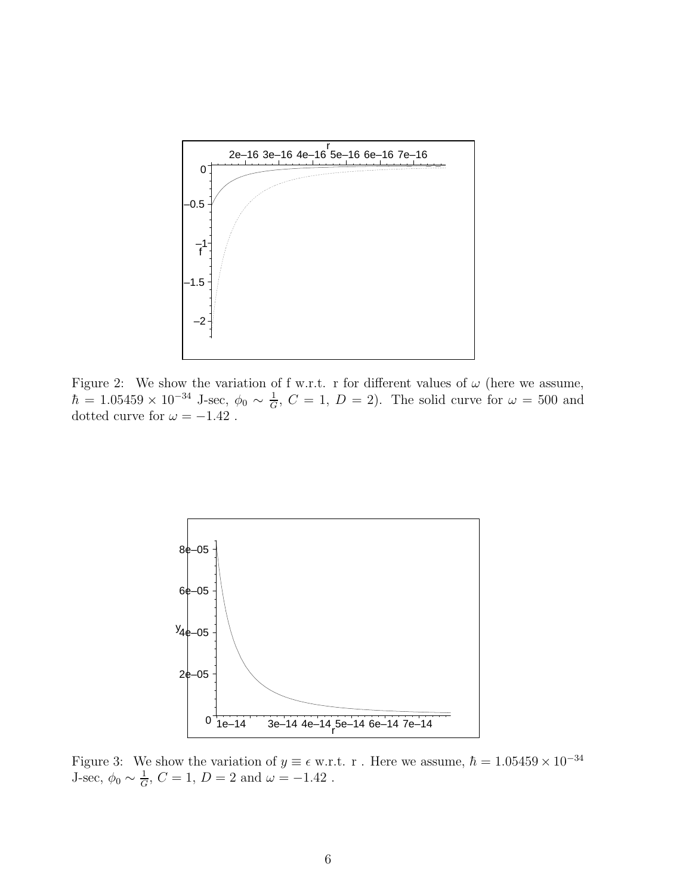Figure 2: We show the variation of f w.r.t. r for different values of $\omega$ (here we assume, $\hbar = 1.05459 \times 10^{-34}$ J-sec, $\phi_0 \sim \frac{1}{G}$, $C = 1$, $D = 2$). The solid curve for $\omega = 500$ and dotted curve for $\omega = -1.42$ .

Figure 3: We show the variation of $y \equiv \epsilon$ w.r.t. r . Here we assume, $\hbar = 1.05459 \times 10^{-34}$ J-sec, $\phi_0 \sim \frac{1}{G}$, $C = 1$, $D = 2$ and $\omega = -1.42$ .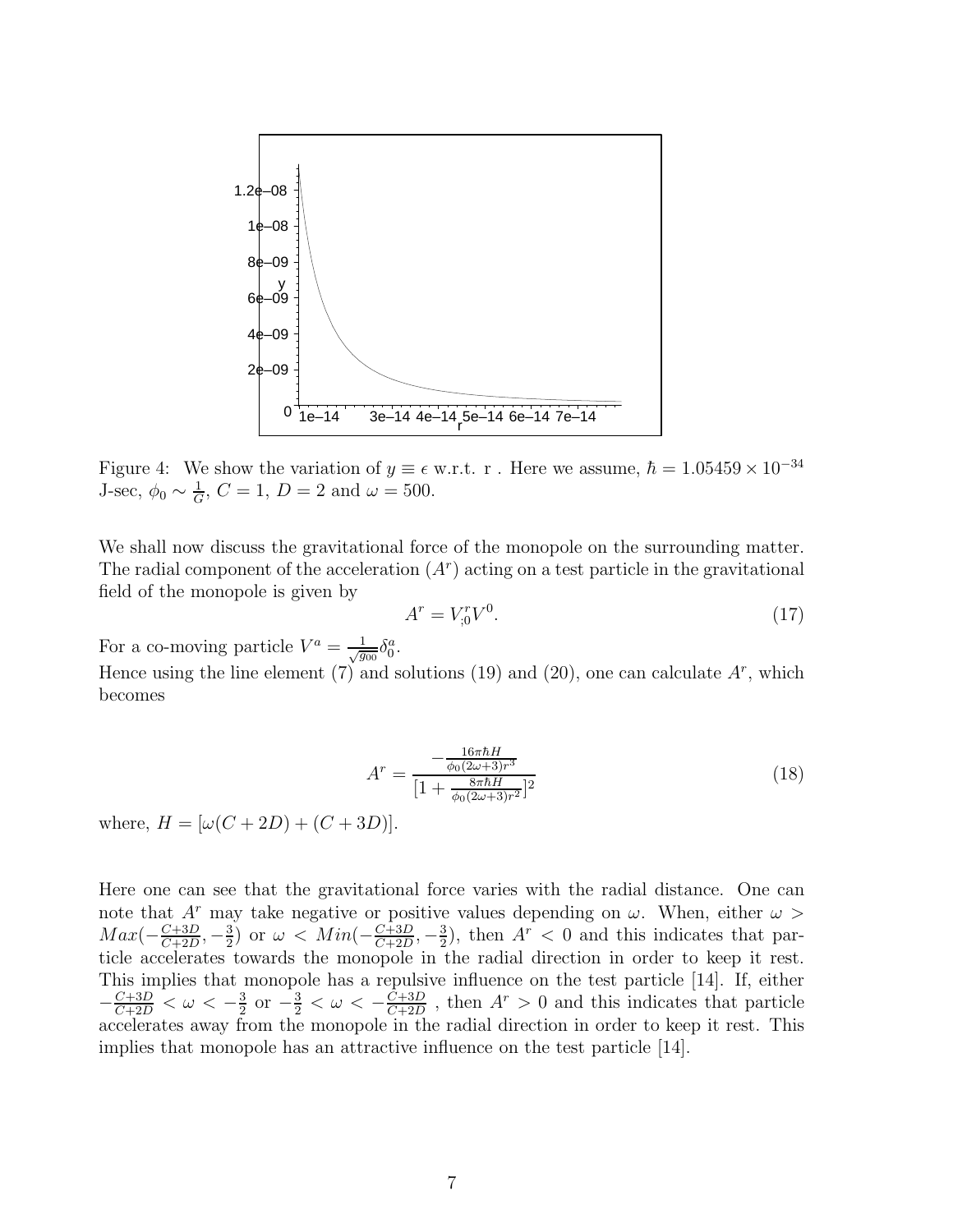Figure 4: We show the variation of $y \equiv \epsilon$ w.r.t. r . Here we assume, $\hbar = 1.05459 \times 10^{-34}$ J-sec, $\phi_0 \sim \frac{1}{G}$, $C = 1$, $D = 2$ and $\omega = 500$.

We shall now discuss the gravitational force of the monopole on the surrounding matter. The radial component of the acceleration ($A^r$) acting on a test particle in the gravitational field of the monopole is given by

$$A^r = V^r_{;0} V^0. \tag{17}$$

For a co-moving particle $V^a = \frac{1}{\sqrt{g_{00}}} \delta^a_0$.

Hence using the line element (7) and solutions (19) and (20), one can calculate $A^r$, which becomes

$$A^r = \frac{-\frac{16\pi\hbar H}{\phi_0(2\omega+3)r^3}}{[1 + \frac{8\pi\hbar H}{\phi_0(2\omega+3)r^2}]^2} \tag{18}$$

where, $H = [\omega(C + 2D) + (C + 3D)]$.

Here one can see that the gravitational force varies with the radial distance. One can note that $A^r$ may take negative or positive values depending on $\omega$. When, either $\omega > Max(-\frac{C+3D}{C+2D}, -\frac{3}{2})$ or $\omega < Min(-\frac{C+3D}{C+2D}, -\frac{3}{2})$, then $A^r < 0$ and this indicates that particle accelerates towards the monopole in the radial direction in order to keep it rest. This implies that monopole has a repulsive influence on the test particle [14]. If, either $-\frac{C+3D}{C+2D} < \omega < -\frac{3}{2}$ or $-\frac{3}{2} < \omega < -\frac{C+3D}{C+2D}$ , then $A^r > 0$ and this indicates that particle accelerates away from the monopole in the radial direction in order to keep it rest. This implies that monopole has an attractive influence on the test particle [14].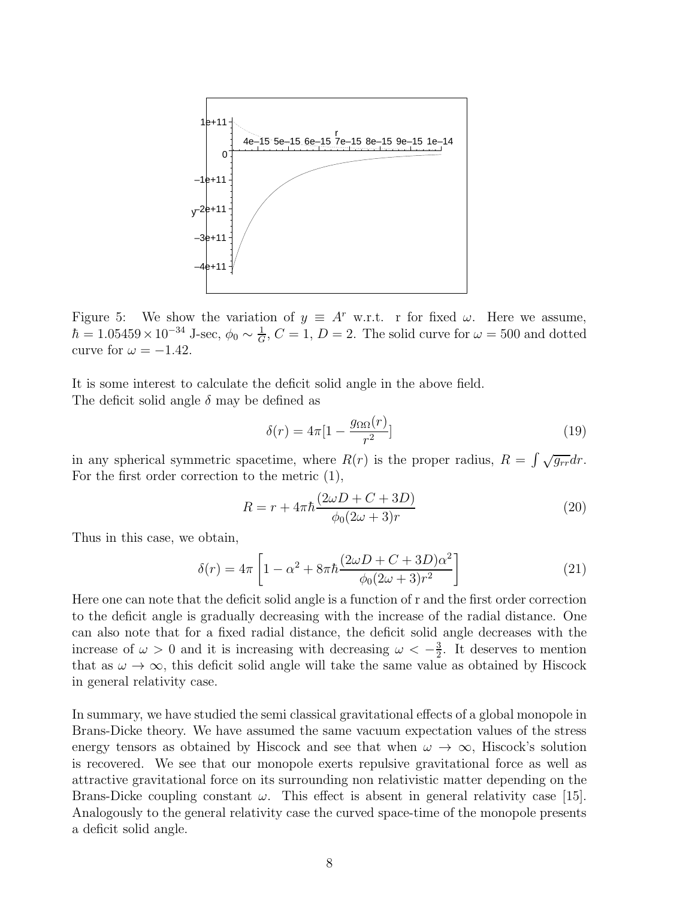Figure 5: We show the variation of $y \equiv A^r$ w.r.t. r for fixed $\omega$. Here we assume, $\hbar = 1.05459 \times 10^{-34}$ J-sec, $\phi_0 \sim \frac{1}{G}$, $C = 1$, $D = 2$. The solid curve for $\omega = 500$ and dotted curve for $\omega = -1.42$.

It is some interest to calculate the deficit solid angle in the above field.
The deficit solid angle $\delta$ may be defined as

$$\delta(r) = 4\pi[1 - \frac{g_{\Omega\Omega}(r)}{r^2}] \tag{19}$$

in any spherical symmetric spacetime, where $R(r)$ is the proper radius, $R = \int \sqrt{g_{rr}} dr$. For the first order correction to the metric (1),

$$R = r + 4\pi\hbar \frac{(2\omega D + C + 3D)}{\phi_0(2\omega + 3)r} \tag{20}$$

Thus in this case, we obtain,

$$\delta(r) = 4\pi \left[1 - \alpha^2 + 8\pi\hbar \frac{(2\omega D + C + 3D)\alpha^2}{\phi_0(2\omega + 3)r^2}\right] \tag{21}$$

Here one can note that the deficit solid angle is a function of r and the first order correction to the deficit angle is gradually decreasing with the increase of the radial distance. One can also note that for a fixed radial distance, the deficit solid angle decreases with the increase of $\omega > 0$ and it is increasing with decreasing $\omega < -\frac{3}{2}$. It deserves to mention that as $\omega \to \infty$, this deficit solid angle will take the same value as obtained by Hiscock in general relativity case.

In summary, we have studied the semi classical gravitational effects of a global monopole in Brans-Dicke theory. We have assumed the same vacuum expectation values of the stress energy tensors as obtained by Hiscock and see that when $\omega \to \infty$, Hiscock's solution is recovered. We see that our monopole exerts repulsive gravitational force as well as attractive gravitational force on its surrounding non relativistic matter depending on the Brans-Dicke coupling constant $\omega$. This effect is absent in general relativity case [15]. Analogously to the general relativity case the curved space-time of the monopole presents a deficit solid angle.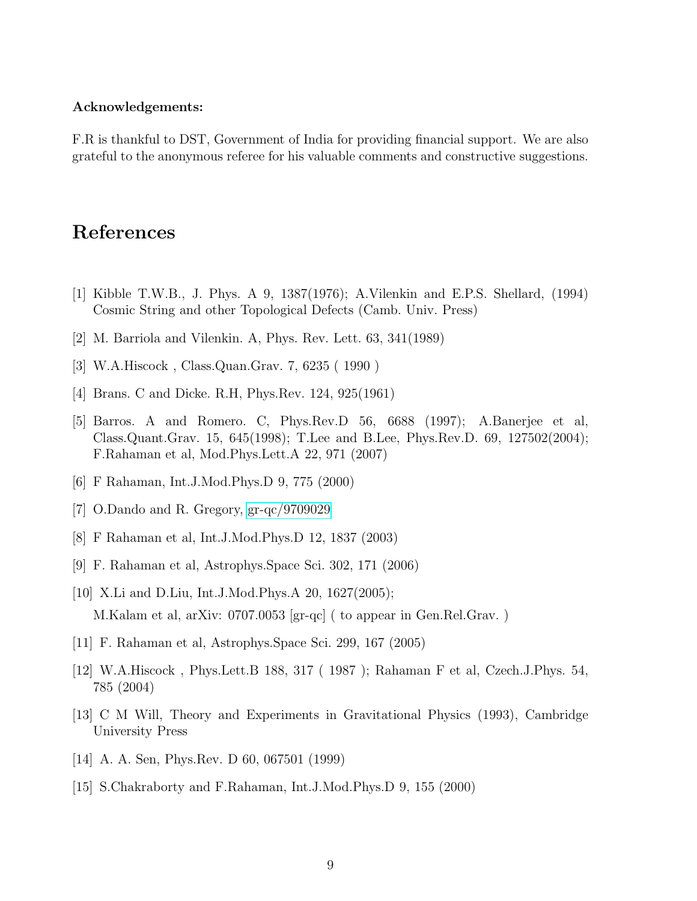**Acknowledgements:**

F.R is thankful to DST, Government of India for providing financial support. We are also grateful to the anonymous referee for his valuable comments and constructive suggestions.

# References

[1] Kibble T.W.B., J. Phys. A 9, 1387(1976); A.Vilenkin and E.P.S. Shellard, (1994) Cosmic String and other Topological Defects (Camb. Univ. Press)

[2] M. Barriola and Vilenkin. A, Phys. Rev. Lett. 63, 341(1989)

[3] W.A.Hiscock , Class.Quan.Grav. 7, 6235 ( 1990 )

[4] Brans. C and Dicke. R.H, Phys.Rev. 124, 925(1961)

[5] Barros. A and Romero. C, Phys.Rev.D 56, 6688 (1997); A.Banerjee et al, Class.Quant.Grav. 15, 645(1998); T.Lee and B.Lee, Phys.Rev.D. 69, 127502(2004); F.Rahaman et al, Mod.Phys.Lett.A 22, 971 (2007)

[6] F Rahaman, Int.J.Mod.Phys.D 9, 775 (2000)

[7] O.Dando and R. Gregory, gr-qc/9709029

[8] F Rahaman et al, Int.J.Mod.Phys.D 12, 1837 (2003)

[9] F. Rahaman et al, Astrophys.Space Sci. 302, 171 (2006)

[10] X.Li and D.Liu, Int.J.Mod.Phys.A 20, 1627(2005);
M.Kalam et al, arXiv: 0707.0053 [gr-qc] ( to appear in Gen.Rel.Grav. )

[11] F. Rahaman et al, Astrophys.Space Sci. 299, 167 (2005)

[12] W.A.Hiscock , Phys.Lett.B 188, 317 ( 1987 ); Rahaman F et al, Czech.J.Phys. 54, 785 (2004)

[13] C M Will, Theory and Experiments in Gravitational Physics (1993), Cambridge University Press

[14] A. A. Sen, Phys.Rev. D 60, 067501 (1999)

[15] S.Chakraborty and F.Rahaman, Int.J.Mod.Phys.D 9, 155 (2000)